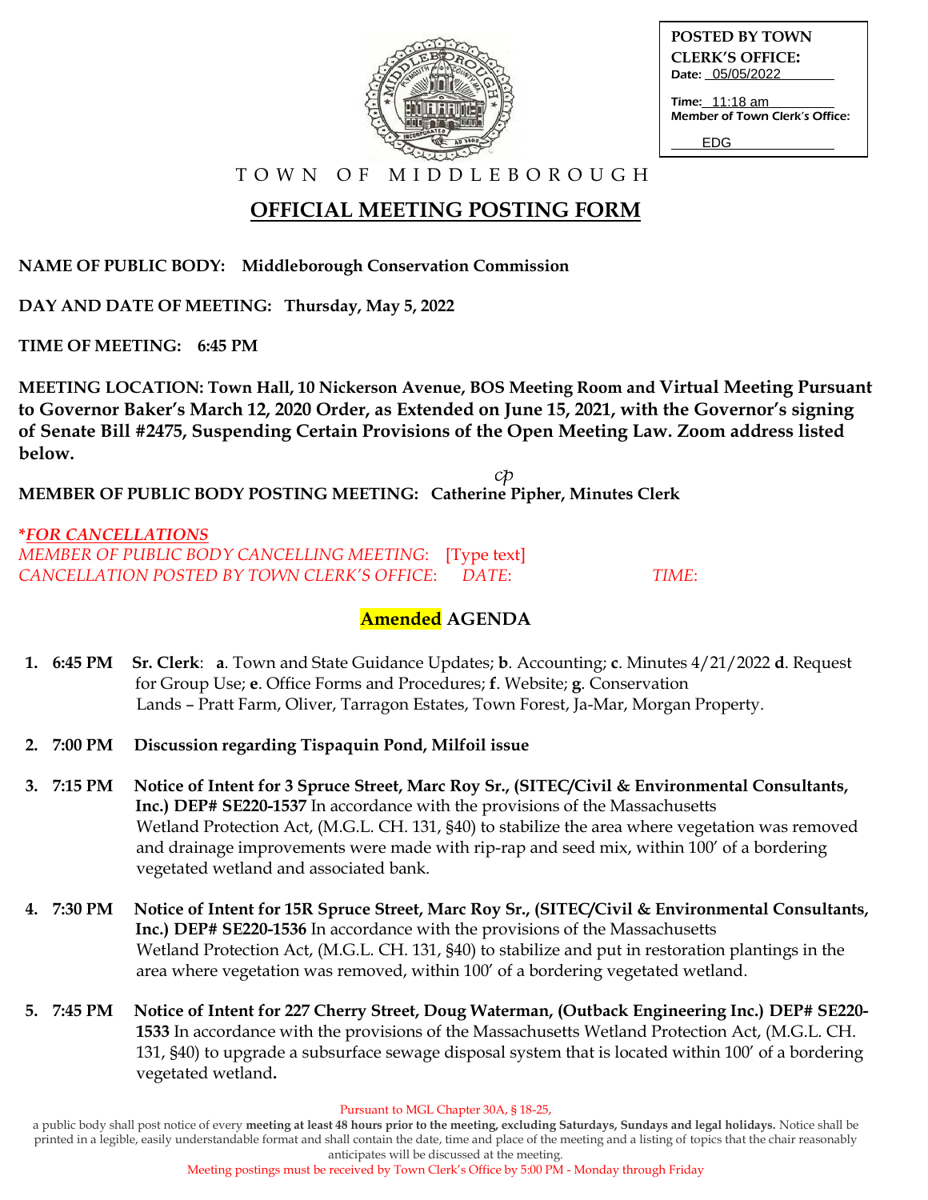POSTED BY TOWN CLERK'S OFFICE:
Date: 05/05/2022

Time: 11:18 am
Member of Town Clerk's Office:

EDG

T O W N   O F   M I D D L E B O R O U G H

# OFFICIAL MEETING POSTING FORM

**NAME OF PUBLIC BODY: Middleborough Conservation Commission**

**DAY AND DATE OF MEETING: Thursday, May 5, 2022**

**TIME OF MEETING: 6:45 PM**

**MEETING LOCATION: Town Hall, 10 Nickerson Avenue, BOS Meeting Room and Virtual Meeting Pursuant to Governor Baker's March 12, 2020 Order, as Extended on June 15, 2021, with the Governor's signing of Senate Bill #2475, Suspending Certain Provisions of the Open Meeting Law. Zoom address listed below.**

cp
**MEMBER OF PUBLIC BODY POSTING MEETING: Catherine Pipher, Minutes Clerk**

***FOR CANCELLATIONS***
*MEMBER OF PUBLIC BODY CANCELLING MEETING:* [Type text]
*CANCELLATION POSTED BY TOWN CLERK'S OFFICE: DATE: TIME:*

## Amended AGENDA

1. **6:45 PM Sr. Clerk**: **a**. Town and State Guidance Updates; **b**. Accounting; **c**. Minutes 4/21/2022 **d**. Request for Group Use; **e**. Office Forms and Procedures; **f**. Website; **g**. Conservation Lands – Pratt Farm, Oliver, Tarragon Estates, Town Forest, Ja-Mar, Morgan Property.

2. **7:00 PM Discussion regarding Tispaquin Pond, Milfoil issue**

3. **7:15 PM Notice of Intent for 3 Spruce Street, Marc Roy Sr., (SITEC/Civil & Environmental Consultants, Inc.) DEP# SE220-1537** In accordance with the provisions of the Massachusetts Wetland Protection Act, (M.G.L. CH. 131, §40) to stabilize the area where vegetation was removed and drainage improvements were made with rip-rap and seed mix, within 100' of a bordering vegetated wetland and associated bank.

4. **7:30 PM Notice of Intent for 15R Spruce Street, Marc Roy Sr., (SITEC/Civil & Environmental Consultants, Inc.) DEP# SE220-1536** In accordance with the provisions of the Massachusetts Wetland Protection Act, (M.G.L. CH. 131, §40) to stabilize and put in restoration plantings in the area where vegetation was removed, within 100' of a bordering vegetated wetland.

5. **7:45 PM Notice of Intent for 227 Cherry Street, Doug Waterman, (Outback Engineering Inc.) DEP# SE220-1533** In accordance with the provisions of the Massachusetts Wetland Protection Act, (M.G.L. CH. 131, §40) to upgrade a subsurface sewage disposal system that is located within 100' of a bordering vegetated wetland**.**

Pursuant to MGL Chapter 30A, § 18-25,
a public body shall post notice of every **meeting at least 48 hours prior to the meeting, excluding Saturdays, Sundays and legal holidays.** Notice shall be printed in a legible, easily understandable format and shall contain the date, time and place of the meeting and a listing of topics that the chair reasonably anticipates will be discussed at the meeting.
Meeting postings must be received by Town Clerk's Office by 5:00 PM - Monday through Friday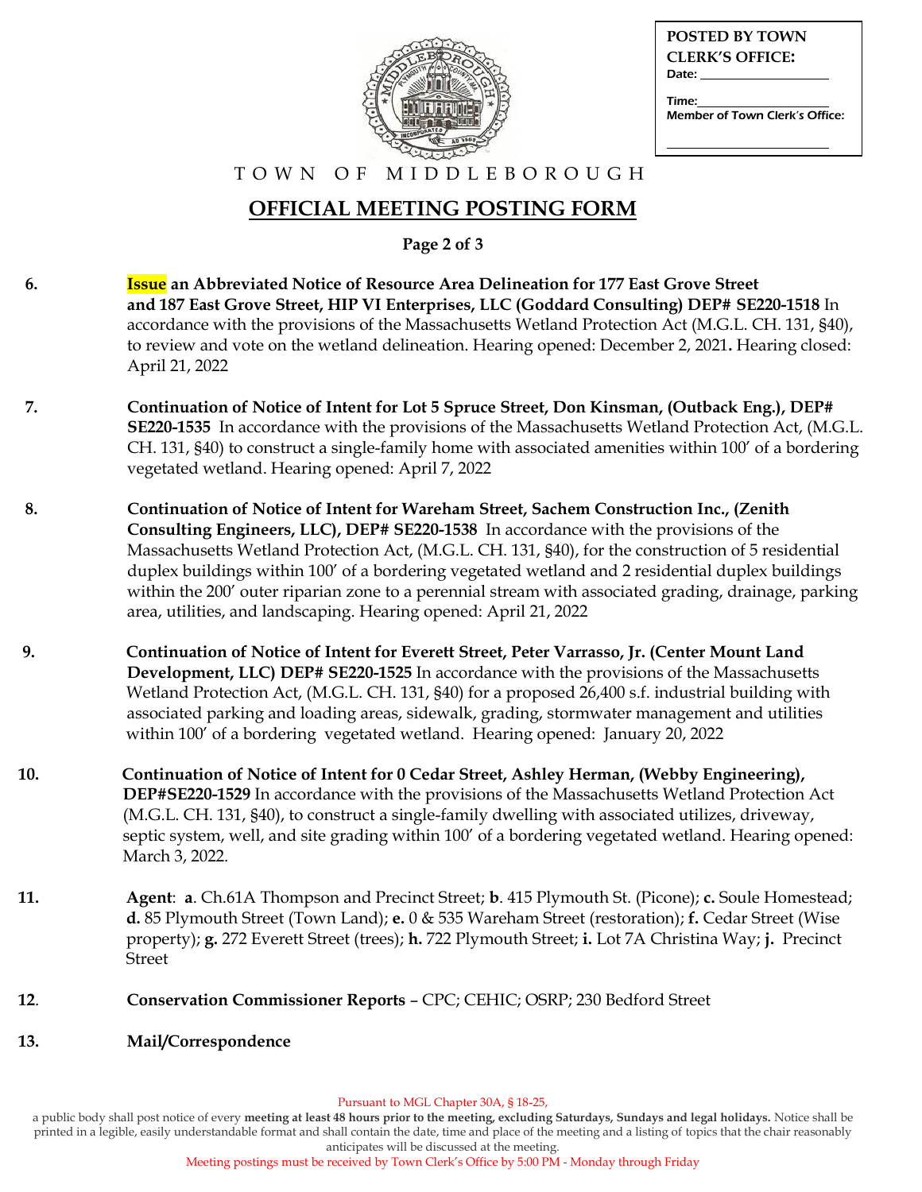TOWN OF MIDDLEBOROUGH

**POSTED BY TOWN CLERK'S OFFICE:**
Date: ____________________
Time: ____________________
Member of Town Clerk's Office:
____________________

# OFFICIAL MEETING POSTING FORM

**Page 2 of 3**

6. **Issue an Abbreviated Notice of Resource Area Delineation for 177 East Grove Street and 187 East Grove Street, HIP VI Enterprises, LLC (Goddard Consulting) DEP# SE220-1518** In accordance with the provisions of the Massachusetts Wetland Protection Act (M.G.L. CH. 131, §40), to review and vote on the wetland delineation. Hearing opened: December 2, 2021**.** Hearing closed: April 21, 2022

7. **Continuation of Notice of Intent for Lot 5 Spruce Street, Don Kinsman, (Outback Eng.), DEP# SE220-1535** In accordance with the provisions of the Massachusetts Wetland Protection Act, (M.G.L. CH. 131, §40) to construct a single-family home with associated amenities within 100' of a bordering vegetated wetland. Hearing opened: April 7, 2022

8. **Continuation of Notice of Intent for Wareham Street, Sachem Construction Inc., (Zenith Consulting Engineers, LLC), DEP# SE220-1538** In accordance with the provisions of the Massachusetts Wetland Protection Act, (M.G.L. CH. 131, §40), for the construction of 5 residential duplex buildings within 100' of a bordering vegetated wetland and 2 residential duplex buildings within the 200' outer riparian zone to a perennial stream with associated grading, drainage, parking area, utilities, and landscaping. Hearing opened: April 21, 2022

9. **Continuation of Notice of Intent for Everett Street, Peter Varrasso, Jr. (Center Mount Land Development, LLC) DEP# SE220-1525** In accordance with the provisions of the Massachusetts Wetland Protection Act, (M.G.L. CH. 131, §40) for a proposed 26,400 s.f. industrial building with associated parking and loading areas, sidewalk, grading, stormwater management and utilities within 100' of a bordering vegetated wetland. Hearing opened: January 20, 2022

10. **Continuation of Notice of Intent for 0 Cedar Street, Ashley Herman, (Webby Engineering), DEP#SE220-1529** In accordance with the provisions of the Massachusetts Wetland Protection Act (M.G.L. CH. 131, §40), to construct a single-family dwelling with associated utilizes, driveway, septic system, well, and site grading within 100' of a bordering vegetated wetland. Hearing opened: March 3, 2022.

11. **Agent**: **a**. Ch.61A Thompson and Precinct Street; **b**. 415 Plymouth St. (Picone); **c.** Soule Homestead; **d.** 85 Plymouth Street (Town Land); **e.** 0 & 535 Wareham Street (restoration); **f.** Cedar Street (Wise property); **g.** 272 Everett Street (trees); **h.** 722 Plymouth Street; **i.** Lot 7A Christina Way; **j.** Precinct Street

12. **Conservation Commissioner Reports** – CPC; CEHIC; OSRP; 230 Bedford Street

13. **Mail/Correspondence**

Pursuant to MGL Chapter 30A, § 18-25,
a public body shall post notice of every **meeting at least 48 hours prior to the meeting, excluding Saturdays, Sundays and legal holidays.** Notice shall be printed in a legible, easily understandable format and shall contain the date, time and place of the meeting and a listing of topics that the chair reasonably anticipates will be discussed at the meeting.
Meeting postings must be received by Town Clerk's Office by 5:00 PM - Monday through Friday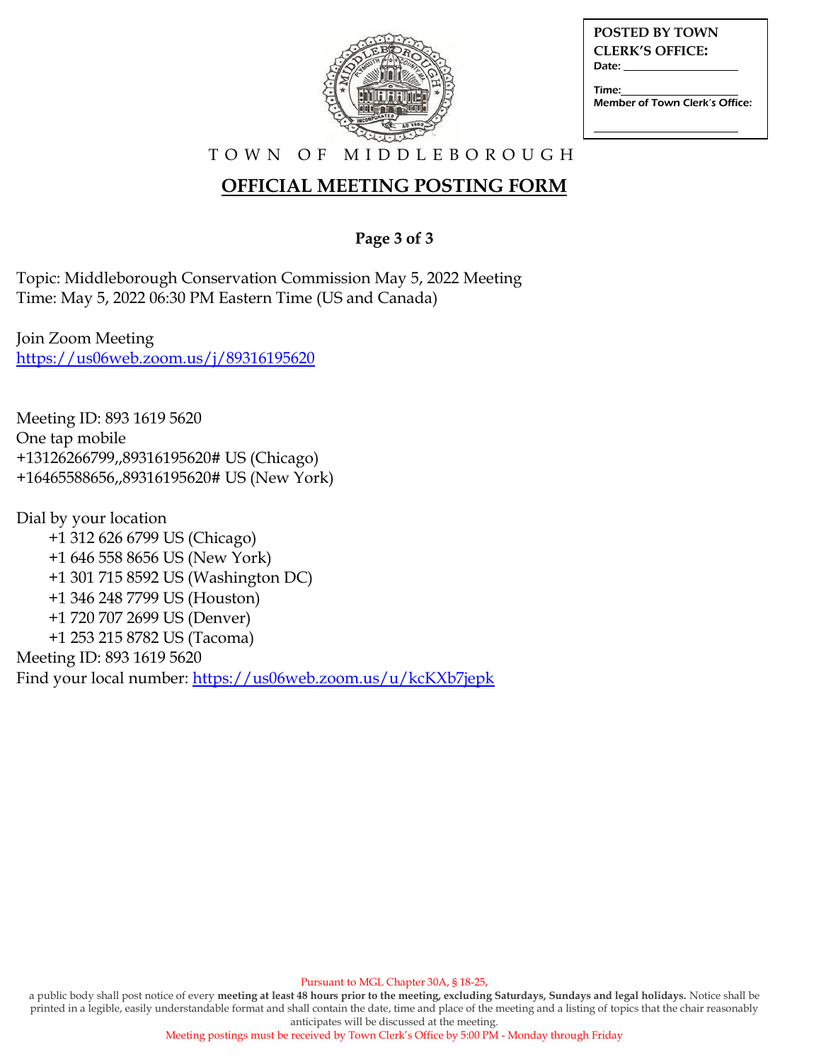**POSTED BY TOWN CLERK'S OFFICE:**
Date: \_\_\_\_\_\_\_\_\_\_\_\_\_\_\_\_\_\_\_\_

Time: \_\_\_\_\_\_\_\_\_\_\_\_\_\_\_\_\_\_\_\_
Member of Town Clerk's Office:

\_\_\_\_\_\_\_\_\_\_\_\_\_\_\_\_\_\_\_\_

TOWN OF MIDDLEBOROUGH

# OFFICIAL MEETING POSTING FORM

**Page 3 of 3**

Topic: Middleborough Conservation Commission May 5, 2022 Meeting
Time: May 5, 2022 06:30 PM Eastern Time (US and Canada)

Join Zoom Meeting
https://us06web.zoom.us/j/89316195620

Meeting ID: 893 1619 5620
One tap mobile
+13126266799,,89316195620# US (Chicago)
+16465588656,,89316195620# US (New York)

Dial by your location
+1 312 626 6799 US (Chicago)
+1 646 558 8656 US (New York)
+1 301 715 8592 US (Washington DC)
+1 346 248 7799 US (Houston)
+1 720 707 2699 US (Denver)
+1 253 215 8782 US (Tacoma)
Meeting ID: 893 1619 5620
Find your local number: https://us06web.zoom.us/u/kcKXb7jepk

Pursuant to MGL Chapter 30A, § 18-25,
a public body shall post notice of every **meeting at least 48 hours prior to the meeting, excluding Saturdays, Sundays and legal holidays.** Notice shall be printed in a legible, easily understandable format and shall contain the date, time and place of the meeting and a listing of topics that the chair reasonably anticipates will be discussed at the meeting.
Meeting postings must be received by Town Clerk's Office by 5:00 PM - Monday through Friday